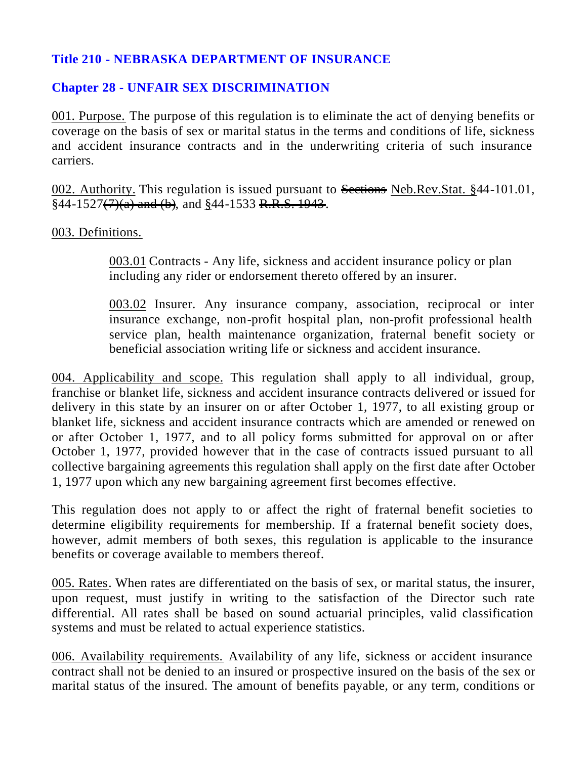# Title 210 - NEBRASKA DEPARTMENT OF INSURANCE

## Chapter 28 - UNFAIR SEX DISCRIMINATION

<u>001. Purpose.</u> The purpose of this regulation is to eliminate the act of denying benefits or coverage on the basis of sex or marital status in the terms and conditions of life, sickness and accident insurance contracts and in the underwriting criteria of such insurance carriers.

<u>002. Authority.</u> This regulation is issued pursuant to ~~Sections~~ <u>Neb.Rev.Stat. §</u>44-101.01, §44-1527~~(7)(a) and (b)~~, and <u>§</u>44-1533 ~~R.R.S. 1943~~.

<u>003. Definitions.</u>

> <u>003.01</u> Contracts - Any life, sickness and accident insurance policy or plan including any rider or endorsement thereto offered by an insurer.
>
> <u>003.02</u> Insurer. Any insurance company, association, reciprocal or inter insurance exchange, non-profit hospital plan, non-profit professional health service plan, health maintenance organization, fraternal benefit society or beneficial association writing life or sickness and accident insurance.

<u>004. Applicability and scope.</u> This regulation shall apply to all individual, group, franchise or blanket life, sickness and accident insurance contracts delivered or issued for delivery in this state by an insurer on or after October 1, 1977, to all existing group or blanket life, sickness and accident insurance contracts which are amended or renewed on or after October 1, 1977, and to all policy forms submitted for approval on or after October 1, 1977, provided however that in the case of contracts issued pursuant to all collective bargaining agreements this regulation shall apply on the first date after October 1, 1977 upon which any new bargaining agreement first becomes effective.

This regulation does not apply to or affect the right of fraternal benefit societies to determine eligibility requirements for membership. If a fraternal benefit society does, however, admit members of both sexes, this regulation is applicable to the insurance benefits or coverage available to members thereof.

<u>005. Rates</u>. When rates are differentiated on the basis of sex, or marital status, the insurer, upon request, must justify in writing to the satisfaction of the Director such rate differential. All rates shall be based on sound actuarial principles, valid classification systems and must be related to actual experience statistics.

<u>006. Availability requirements.</u> Availability of any life, sickness or accident insurance contract shall not be denied to an insured or prospective insured on the basis of the sex or marital status of the insured. The amount of benefits payable, or any term, conditions or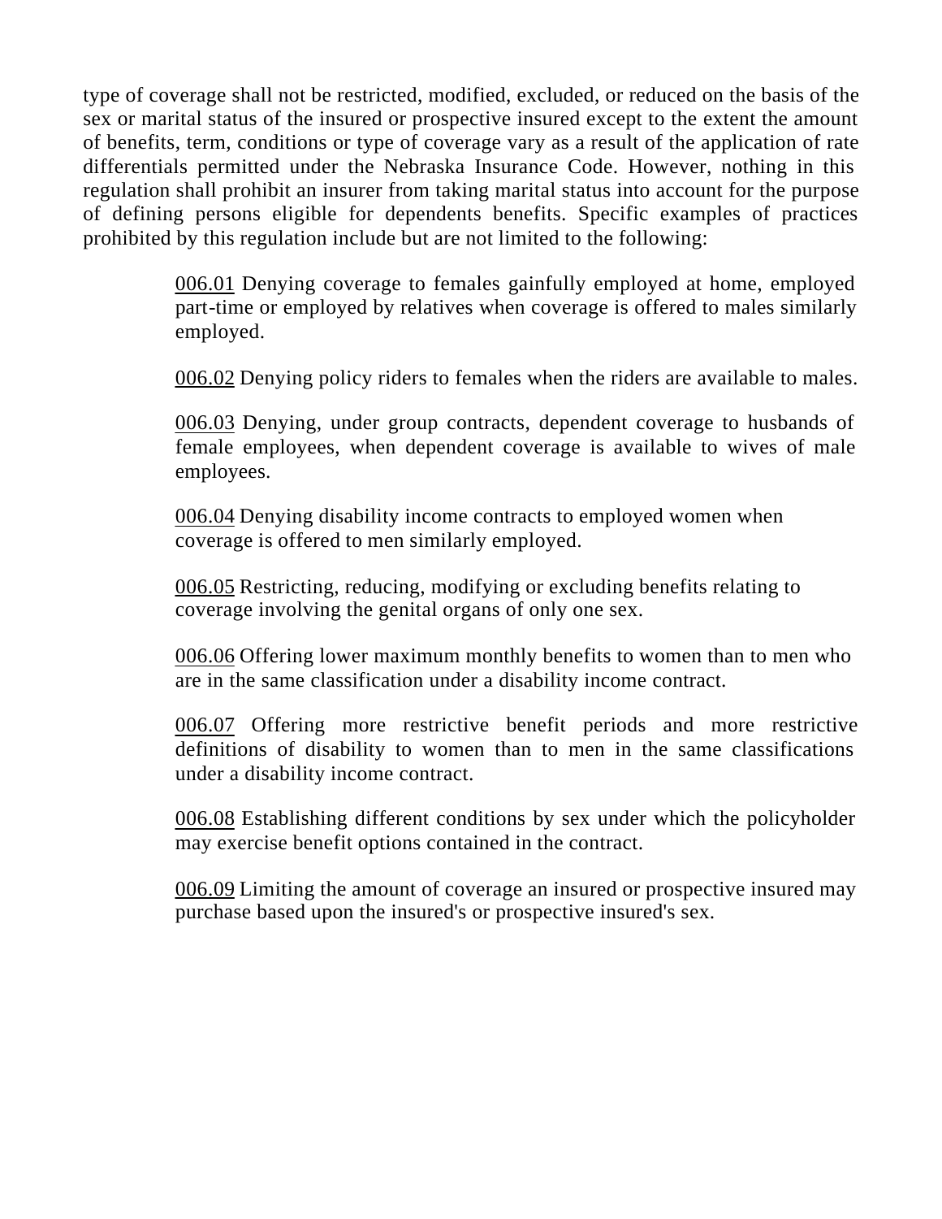type of coverage shall not be restricted, modified, excluded, or reduced on the basis of the sex or marital status of the insured or prospective insured except to the extent the amount of benefits, term, conditions or type of coverage vary as a result of the application of rate differentials permitted under the Nebraska Insurance Code. However, nothing in this regulation shall prohibit an insurer from taking marital status into account for the purpose of defining persons eligible for dependents benefits. Specific examples of practices prohibited by this regulation include but are not limited to the following:

<u>006.01</u> Denying coverage to females gainfully employed at home, employed part-time or employed by relatives when coverage is offered to males similarly employed.

<u>006.02</u> Denying policy riders to females when the riders are available to males.

<u>006.03</u> Denying, under group contracts, dependent coverage to husbands of female employees, when dependent coverage is available to wives of male employees.

<u>006.04</u> Denying disability income contracts to employed women when coverage is offered to men similarly employed.

<u>006.05</u> Restricting, reducing, modifying or excluding benefits relating to coverage involving the genital organs of only one sex.

<u>006.06</u> Offering lower maximum monthly benefits to women than to men who are in the same classification under a disability income contract.

<u>006.07</u> Offering more restrictive benefit periods and more restrictive definitions of disability to women than to men in the same classifications under a disability income contract.

<u>006.08</u> Establishing different conditions by sex under which the policyholder may exercise benefit options contained in the contract.

<u>006.09</u> Limiting the amount of coverage an insured or prospective insured may purchase based upon the insured's or prospective insured's sex.